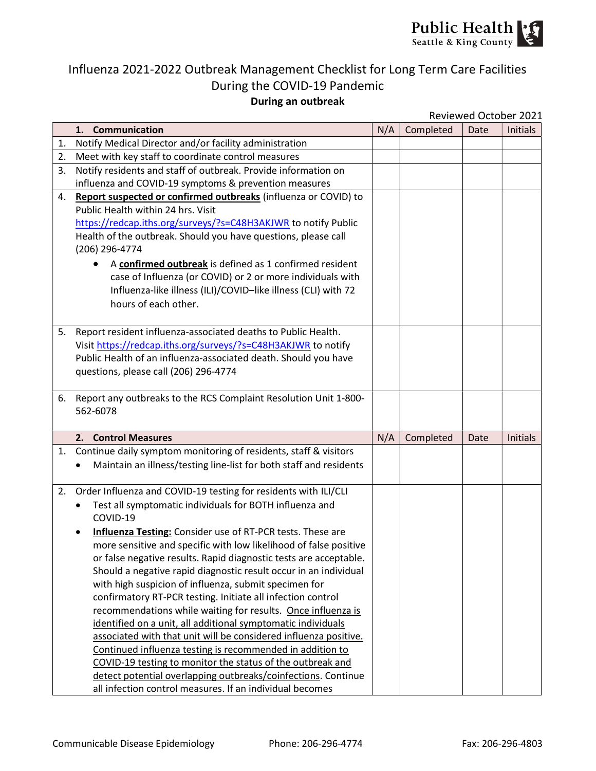# Influenza 2021-2022 Outbreak Management Checklist for Long Term Care Facilities During the COVID-19 Pandemic

**During an outbreak**

Reviewed October 2021

| | **1. Communication** | N/A | Completed | Date | Initials |
|---|---|---|---|---|---|
| 1. | Notify Medical Director and/or facility administration | | | | |
| 2. | Meet with key staff to coordinate control measures | | | | |
| 3. | Notify residents and staff of outbreak. Provide information on influenza and COVID-19 symptoms & prevention measures | | | | |
| 4. | **Report suspected or confirmed outbreaks** (influenza or COVID) to Public Health within 24 hrs. Visit https://redcap.iths.org/surveys/?s=C48H3AKJWR to notify Public Health of the outbreak. Should you have questions, please call (206) 296-4774<br>• A **confirmed outbreak** is defined as 1 confirmed resident case of Influenza (or COVID) or 2 or more individuals with Influenza-like illness (ILI)/COVID–like illness (CLI) with 72 hours of each other. | | | | |
| 5. | Report resident influenza-associated deaths to Public Health. Visit https://redcap.iths.org/surveys/?s=C48H3AKJWR to notify Public Health of an influenza-associated death. Should you have questions, please call (206) 296-4774 | | | | |
| 6. | Report any outbreaks to the RCS Complaint Resolution Unit 1-800-562-6078 | | | | |
| | **2. Control Measures** | N/A | Completed | Date | Initials |
| 1. | Continue daily symptom monitoring of residents, staff & visitors<br>• Maintain an illness/testing line-list for both staff and residents | | | | |
| 2. | Order Influenza and COVID-19 testing for residents with ILI/CLI<br>• Test all symptomatic individuals for BOTH influenza and COVID-19<br>• **Influenza Testing:** Consider use of RT-PCR tests. These are more sensitive and specific with low likelihood of false positive or false negative results. Rapid diagnostic tests are acceptable. Should a negative rapid diagnostic result occur in an individual with high suspicion of influenza, submit specimen for confirmatory RT-PCR testing. Initiate all infection control recommendations while waiting for results. Once influenza is identified on a unit, all additional symptomatic individuals associated with that unit will be considered influenza positive. Continued influenza testing is recommended in addition to COVID-19 testing to monitor the status of the outbreak and detect potential overlapping outbreaks/coinfections. Continue all infection control measures. If an individual becomes | | | | |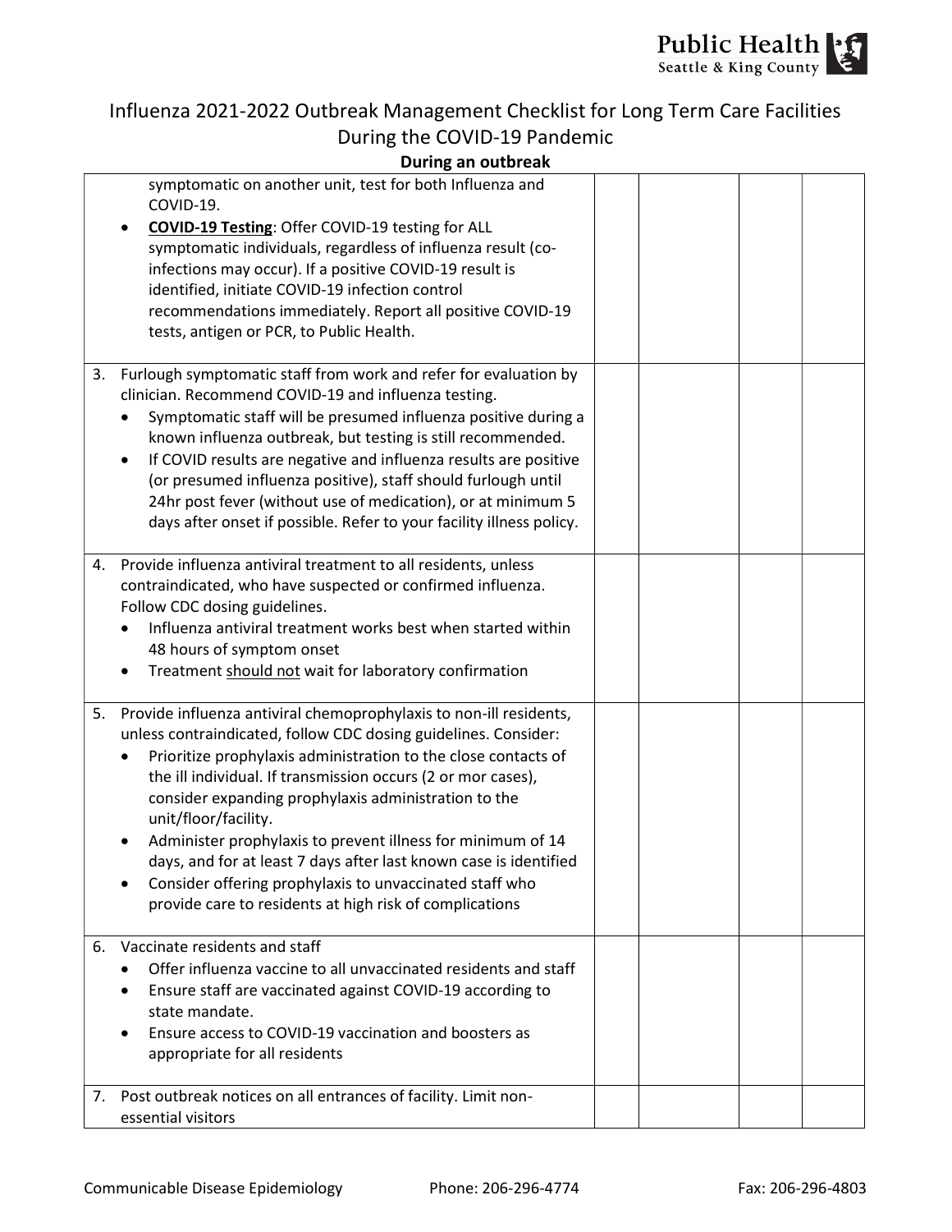# Influenza 2021-2022 Outbreak Management Checklist for Long Term Care Facilities During the COVID-19 Pandemic

**During an outbreak**

| | | | | |
|---|---|---|---|---|
| symptomatic on another unit, test for both Influenza and COVID-19.<br>• **COVID-19 Testing**: Offer COVID-19 testing for ALL symptomatic individuals, regardless of influenza result (co-infections may occur). If a positive COVID-19 result is identified, initiate COVID-19 infection control recommendations immediately. Report all positive COVID-19 tests, antigen or PCR, to Public Health. | | | | |
| 3. Furlough symptomatic staff from work and refer for evaluation by clinician. Recommend COVID-19 and influenza testing.<br>• Symptomatic staff will be presumed influenza positive during a known influenza outbreak, but testing is still recommended.<br>• If COVID results are negative and influenza results are positive (or presumed influenza positive), staff should furlough until 24hr post fever (without use of medication), or at minimum 5 days after onset if possible. Refer to your facility illness policy. | | | | |
| 4. Provide influenza antiviral treatment to all residents, unless contraindicated, who have suspected or confirmed influenza. Follow CDC dosing guidelines.<br>• Influenza antiviral treatment works best when started within 48 hours of symptom onset<br>• Treatment <u>should not</u> wait for laboratory confirmation | | | | |
| 5. Provide influenza antiviral chemoprophylaxis to non-ill residents, unless contraindicated, follow CDC dosing guidelines. Consider:<br>• Prioritize prophylaxis administration to the close contacts of the ill individual. If transmission occurs (2 or mor cases), consider expanding prophylaxis administration to the unit/floor/facility.<br>• Administer prophylaxis to prevent illness for minimum of 14 days, and for at least 7 days after last known case is identified<br>• Consider offering prophylaxis to unvaccinated staff who provide care to residents at high risk of complications | | | | |
| 6. Vaccinate residents and staff<br>• Offer influenza vaccine to all unvaccinated residents and staff<br>• Ensure staff are vaccinated against COVID-19 according to state mandate.<br>• Ensure access to COVID-19 vaccination and boosters as appropriate for all residents | | | | |
| 7. Post outbreak notices on all entrances of facility. Limit non-essential visitors | | | | |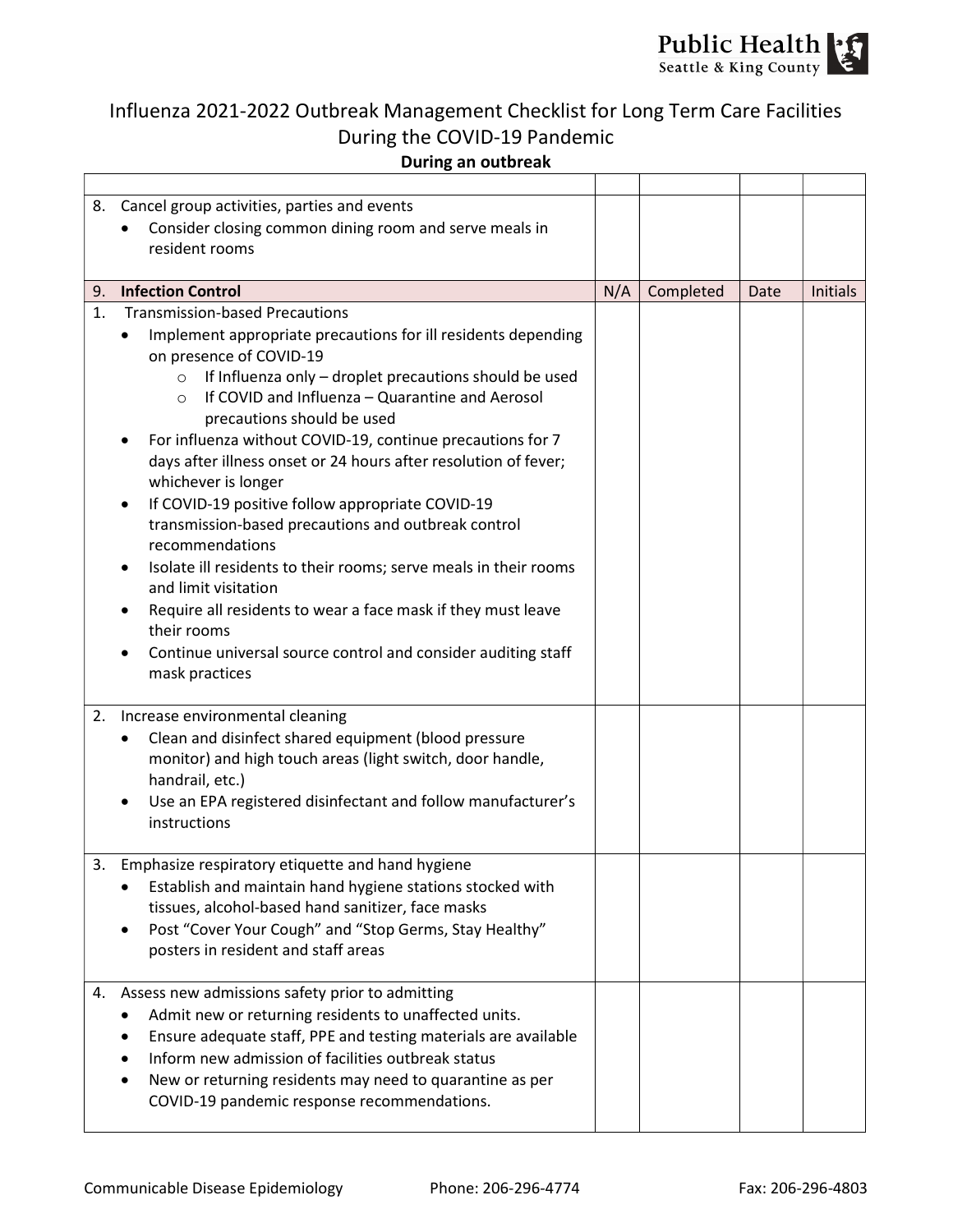# Influenza 2021-2022 Outbreak Management Checklist for Long Term Care Facilities During the COVID-19 Pandemic

**During an outbreak**

| | | | | |
|---|---|---|---|---|
| 8. Cancel group activities, parties and events<br>• Consider closing common dining room and serve meals in resident rooms | | | | |
| 9. **Infection Control** | N/A | Completed | Date | Initials |
| 1. Transmission-based Precautions<br>• Implement appropriate precautions for ill residents depending on presence of COVID-19<br>  ○ If Influenza only – droplet precautions should be used<br>  ○ If COVID and Influenza – Quarantine and Aerosol precautions should be used<br>• For influenza without COVID-19, continue precautions for 7 days after illness onset or 24 hours after resolution of fever; whichever is longer<br>• If COVID-19 positive follow appropriate COVID-19 transmission-based precautions and outbreak control recommendations<br>• Isolate ill residents to their rooms; serve meals in their rooms and limit visitation<br>• Require all residents to wear a face mask if they must leave their rooms<br>• Continue universal source control and consider auditing staff mask practices | | | | |
| 2. Increase environmental cleaning<br>• Clean and disinfect shared equipment (blood pressure monitor) and high touch areas (light switch, door handle, handrail, etc.)<br>• Use an EPA registered disinfectant and follow manufacturer's instructions | | | | |
| 3. Emphasize respiratory etiquette and hand hygiene<br>• Establish and maintain hand hygiene stations stocked with tissues, alcohol-based hand sanitizer, face masks<br>• Post "Cover Your Cough" and "Stop Germs, Stay Healthy" posters in resident and staff areas | | | | |
| 4. Assess new admissions safety prior to admitting<br>• Admit new or returning residents to unaffected units.<br>• Ensure adequate staff, PPE and testing materials are available<br>• Inform new admission of facilities outbreak status<br>• New or returning residents may need to quarantine as per COVID-19 pandemic response recommendations. | | | | |

Communicable Disease Epidemiology    Phone: 206-296-4774    Fax: 206-296-4803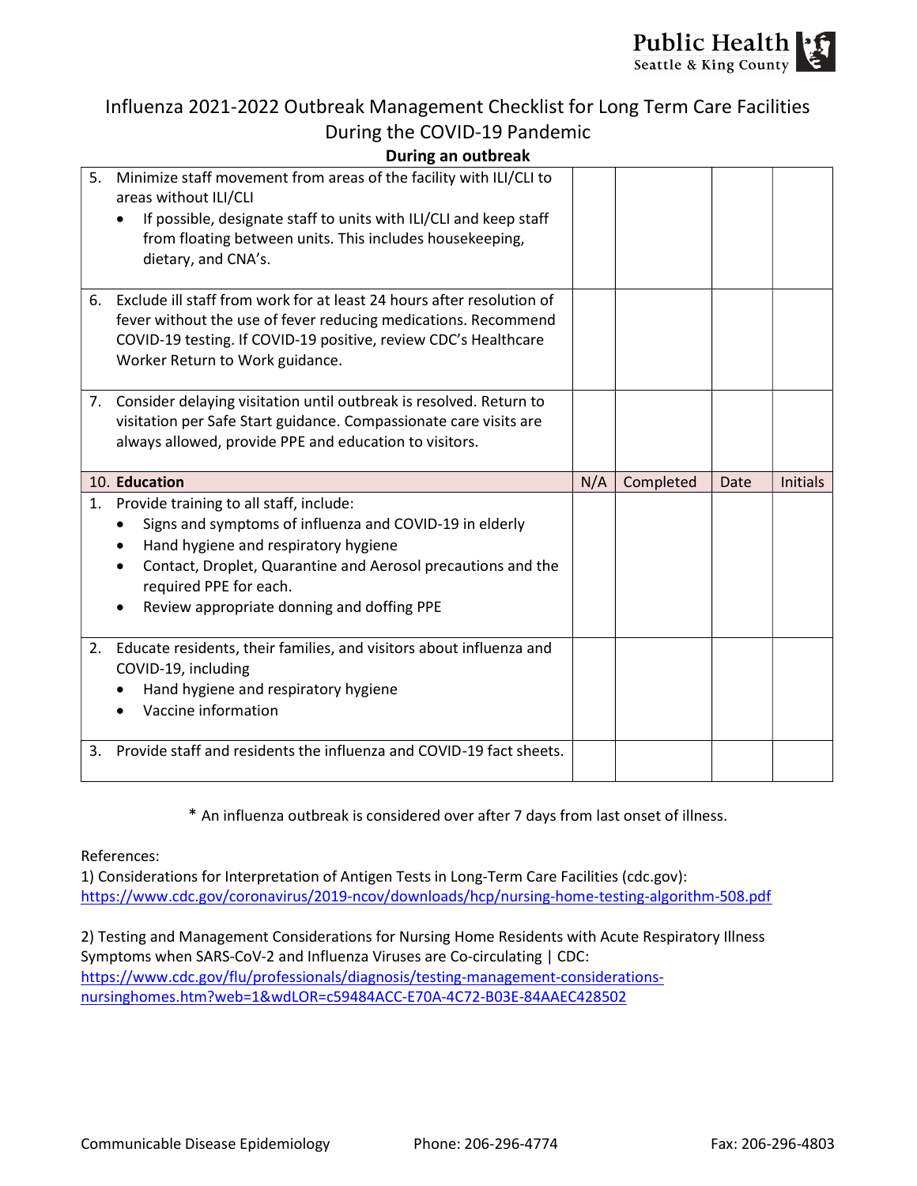# Influenza 2021-2022 Outbreak Management Checklist for Long Term Care Facilities During the COVID-19 Pandemic

**During an outbreak**

| | | | | |
|---|---|---|---|---|
| 5. Minimize staff movement from areas of the facility with ILI/CLI to areas without ILI/CLI<br>• If possible, designate staff to units with ILI/CLI and keep staff from floating between units. This includes housekeeping, dietary, and CNA's. | | | | |
| 6. Exclude ill staff from work for at least 24 hours after resolution of fever without the use of fever reducing medications. Recommend COVID-19 testing. If COVID-19 positive, review CDC's Healthcare Worker Return to Work guidance. | | | | |
| 7. Consider delaying visitation until outbreak is resolved. Return to visitation per Safe Start guidance. Compassionate care visits are always allowed, provide PPE and education to visitors. | | | | |
| 10. **Education** | N/A | Completed | Date | Initials |
| 1. Provide training to all staff, include:<br>• Signs and symptoms of influenza and COVID-19 in elderly<br>• Hand hygiene and respiratory hygiene<br>• Contact, Droplet, Quarantine and Aerosol precautions and the required PPE for each.<br>• Review appropriate donning and doffing PPE | | | | |
| 2. Educate residents, their families, and visitors about influenza and COVID-19, including<br>• Hand hygiene and respiratory hygiene<br>• Vaccine information | | | | |
| 3. Provide staff and residents the influenza and COVID-19 fact sheets. | | | | |

\* An influenza outbreak is considered over after 7 days from last onset of illness.

References:

1) Considerations for Interpretation of Antigen Tests in Long-Term Care Facilities (cdc.gov): https://www.cdc.gov/coronavirus/2019-ncov/downloads/hcp/nursing-home-testing-algorithm-508.pdf

2) Testing and Management Considerations for Nursing Home Residents with Acute Respiratory Illness Symptoms when SARS-CoV-2 and Influenza Viruses are Co-circulating | CDC: https://www.cdc.gov/flu/professionals/diagnosis/testing-management-considerations-nursinghomes.htm?web=1&wdLOR=c59484ACC-E70A-4C72-B03E-84AAEC428502

Communicable Disease Epidemiology Phone: 206-296-4774 Fax: 206-296-4803